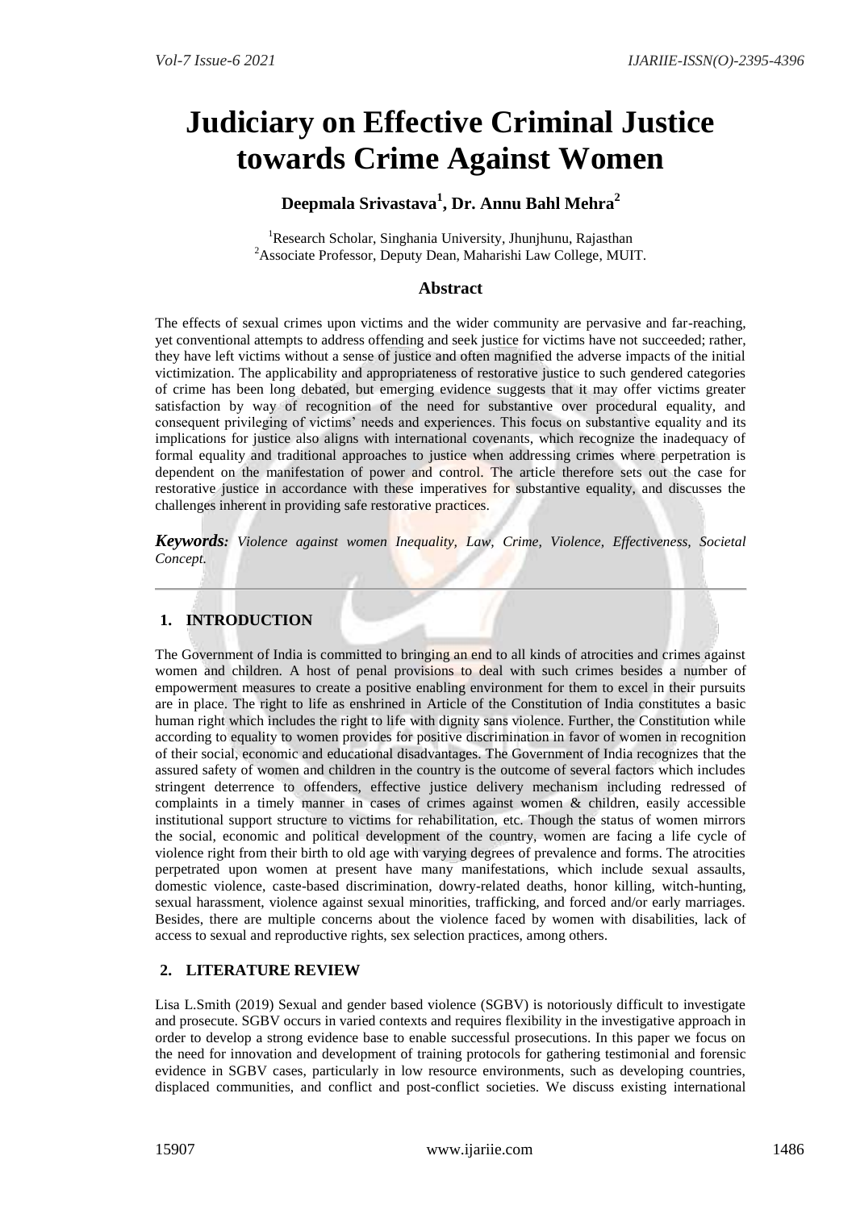# Judiciary on Effective Criminal Justice towards Crime Against Women

**Deepmala Srivastava[1], Dr. Annu Bahl Mehra[2]**

[1]Research Scholar, Singhania University, Jhunjhunu, Rajasthan
[2]Associate Professor, Deputy Dean, Maharishi Law College, MUIT.

## Abstract

The effects of sexual crimes upon victims and the wider community are pervasive and far-reaching, yet conventional attempts to address offending and seek justice for victims have not succeeded; rather, they have left victims without a sense of justice and often magnified the adverse impacts of the initial victimization. The applicability and appropriateness of restorative justice to such gendered categories of crime has been long debated, but emerging evidence suggests that it may offer victims greater satisfaction by way of recognition of the need for substantive over procedural equality, and consequent privileging of victims' needs and experiences. This focus on substantive equality and its implications for justice also aligns with international covenants, which recognize the inadequacy of formal equality and traditional approaches to justice when addressing crimes where perpetration is dependent on the manifestation of power and control. The article therefore sets out the case for restorative justice in accordance with these imperatives for substantive equality, and discusses the challenges inherent in providing safe restorative practices.

***Keywords:*** *Violence against women Inequality, Law, Crime, Violence, Effectiveness, Societal Concept.*

## 1. INTRODUCTION

The Government of India is committed to bringing an end to all kinds of atrocities and crimes against women and children. A host of penal provisions to deal with such crimes besides a number of empowerment measures to create a positive enabling environment for them to excel in their pursuits are in place. The right to life as enshrined in Article of the Constitution of India constitutes a basic human right which includes the right to life with dignity sans violence. Further, the Constitution while according to equality to women provides for positive discrimination in favor of women in recognition of their social, economic and educational disadvantages. The Government of India recognizes that the assured safety of women and children in the country is the outcome of several factors which includes stringent deterrence to offenders, effective justice delivery mechanism including redressed of complaints in a timely manner in cases of crimes against women & children, easily accessible institutional support structure to victims for rehabilitation, etc. Though the status of women mirrors the social, economic and political development of the country, women are facing a life cycle of violence right from their birth to old age with varying degrees of prevalence and forms. The atrocities perpetrated upon women at present have many manifestations, which include sexual assaults, domestic violence, caste-based discrimination, dowry-related deaths, honor killing, witch-hunting, sexual harassment, violence against sexual minorities, trafficking, and forced and/or early marriages. Besides, there are multiple concerns about the violence faced by women with disabilities, lack of access to sexual and reproductive rights, sex selection practices, among others.

## 2. LITERATURE REVIEW

Lisa L.Smith (2019) Sexual and gender based violence (SGBV) is notoriously difficult to investigate and prosecute. SGBV occurs in varied contexts and requires flexibility in the investigative approach in order to develop a strong evidence base to enable successful prosecutions. In this paper we focus on the need for innovation and development of training protocols for gathering testimonial and forensic evidence in SGBV cases, particularly in low resource environments, such as developing countries, displaced communities, and conflict and post-conflict societies. We discuss existing international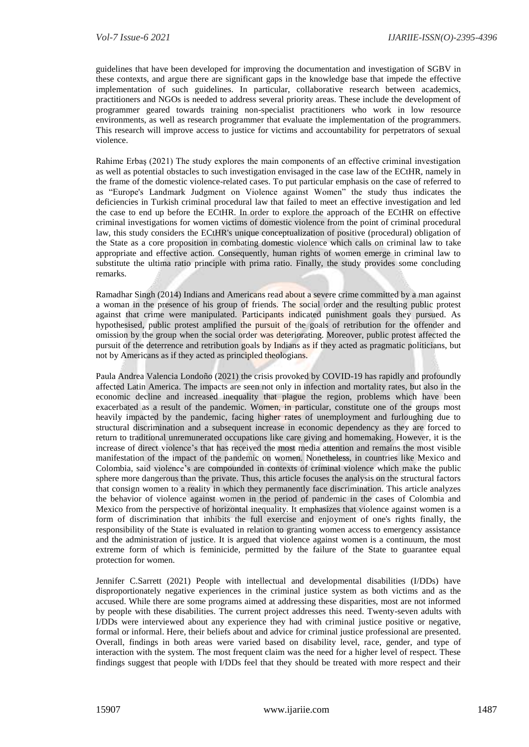guidelines that have been developed for improving the documentation and investigation of SGBV in these contexts, and argue there are significant gaps in the knowledge base that impede the effective implementation of such guidelines. In particular, collaborative research between academics, practitioners and NGOs is needed to address several priority areas. These include the development of programmer geared towards training non-specialist practitioners who work in low resource environments, as well as research programmer that evaluate the implementation of the programmers. This research will improve access to justice for victims and accountability for perpetrators of sexual violence.

Rahime Erbaş (2021) The study explores the main components of an effective criminal investigation as well as potential obstacles to such investigation envisaged in the case law of the ECtHR, namely in the frame of the domestic violence-related cases. To put particular emphasis on the case of referred to as "Europe's Landmark Judgment on Violence against Women" the study thus indicates the deficiencies in Turkish criminal procedural law that failed to meet an effective investigation and led the case to end up before the ECtHR. In order to explore the approach of the ECtHR on effective criminal investigations for women victims of domestic violence from the point of criminal procedural law, this study considers the ECtHR's unique conceptualization of positive (procedural) obligation of the State as a core proposition in combating domestic violence which calls on criminal law to take appropriate and effective action. Consequently, human rights of women emerge in criminal law to substitute the ultima ratio principle with prima ratio. Finally, the study provides some concluding remarks.

Ramadhar Singh (2014) Indians and Americans read about a severe crime committed by a man against a woman in the presence of his group of friends. The social order and the resulting public protest against that crime were manipulated. Participants indicated punishment goals they pursued. As hypothesised, public protest amplified the pursuit of the goals of retribution for the offender and omission by the group when the social order was deteriorating. Moreover, public protest affected the pursuit of the deterrence and retribution goals by Indians as if they acted as pragmatic politicians, but not by Americans as if they acted as principled theologians.

Paula Andrea Valencia Londoño (2021) the crisis provoked by COVID-19 has rapidly and profoundly affected Latin America. The impacts are seen not only in infection and mortality rates, but also in the economic decline and increased inequality that plague the region, problems which have been exacerbated as a result of the pandemic. Women, in particular, constitute one of the groups most heavily impacted by the pandemic, facing higher rates of unemployment and furloughing due to structural discrimination and a subsequent increase in economic dependency as they are forced to return to traditional unremunerated occupations like care giving and homemaking. However, it is the increase of direct violence's that has received the most media attention and remains the most visible manifestation of the impact of the pandemic on women. Nonetheless, in countries like Mexico and Colombia, said violence's are compounded in contexts of criminal violence which make the public sphere more dangerous than the private. Thus, this article focuses the analysis on the structural factors that consign women to a reality in which they permanently face discrimination. This article analyzes the behavior of violence against women in the period of pandemic in the cases of Colombia and Mexico from the perspective of horizontal inequality. It emphasizes that violence against women is a form of discrimination that inhibits the full exercise and enjoyment of one's rights finally, the responsibility of the State is evaluated in relation to granting women access to emergency assistance and the administration of justice. It is argued that violence against women is a continuum, the most extreme form of which is feminicide, permitted by the failure of the State to guarantee equal protection for women.

Jennifer C.Sarrett (2021) People with intellectual and developmental disabilities (I/DDs) have disproportionately negative experiences in the criminal justice system as both victims and as the accused. While there are some programs aimed at addressing these disparities, most are not informed by people with these disabilities. The current project addresses this need. Twenty-seven adults with I/DDs were interviewed about any experience they had with criminal justice positive or negative, formal or informal. Here, their beliefs about and advice for criminal justice professional are presented. Overall, findings in both areas were varied based on disability level, race, gender, and type of interaction with the system. The most frequent claim was the need for a higher level of respect. These findings suggest that people with I/DDs feel that they should be treated with more respect and their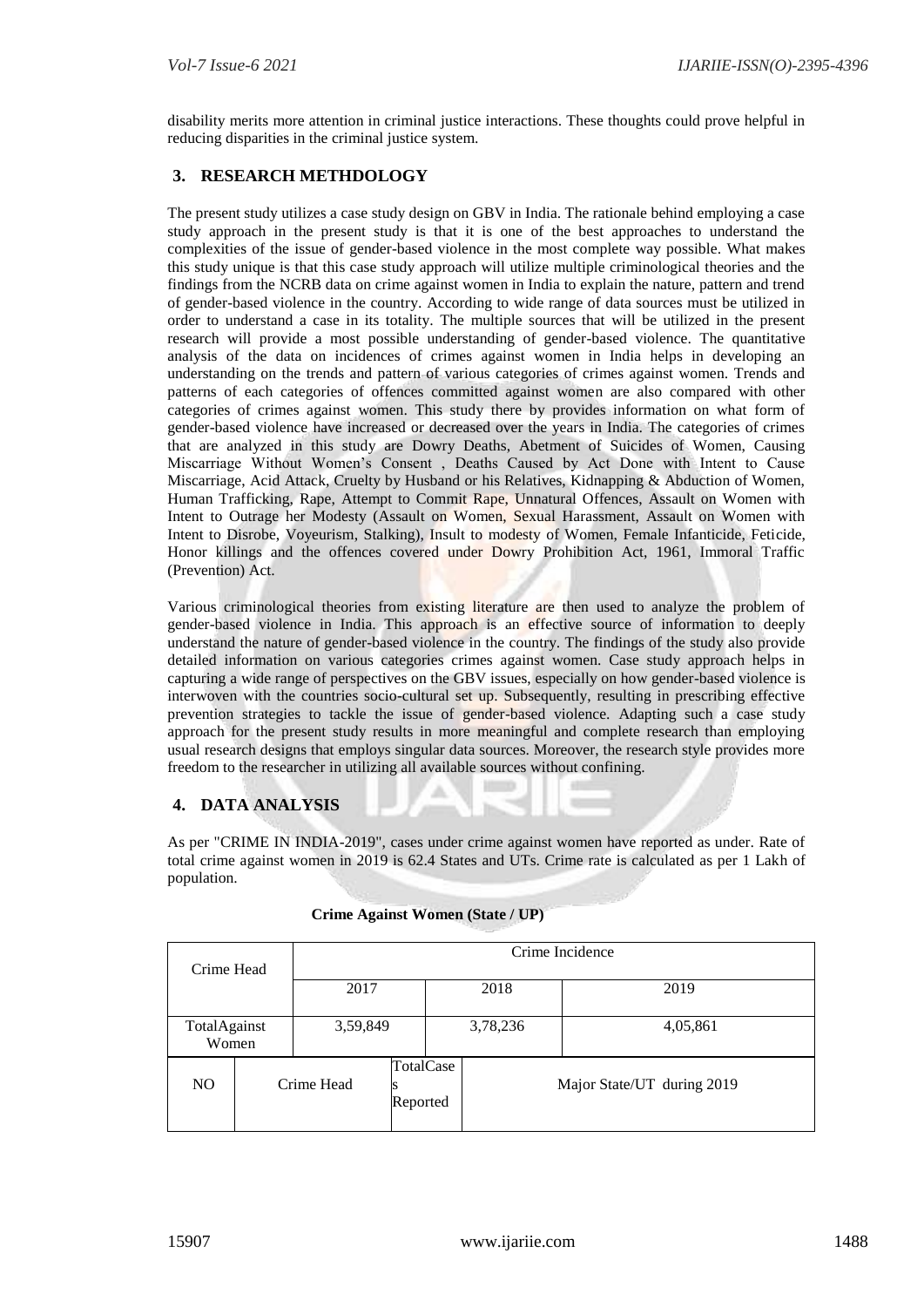disability merits more attention in criminal justice interactions. These thoughts could prove helpful in reducing disparities in the criminal justice system.

## 3. RESEARCH METHDOLOGY

The present study utilizes a case study design on GBV in India. The rationale behind employing a case study approach in the present study is that it is one of the best approaches to understand the complexities of the issue of gender-based violence in the most complete way possible. What makes this study unique is that this case study approach will utilize multiple criminological theories and the findings from the NCRB data on crime against women in India to explain the nature, pattern and trend of gender-based violence in the country. According to wide range of data sources must be utilized in order to understand a case in its totality. The multiple sources that will be utilized in the present research will provide a most possible understanding of gender-based violence. The quantitative analysis of the data on incidences of crimes against women in India helps in developing an understanding on the trends and pattern of various categories of crimes against women. Trends and patterns of each categories of offences committed against women are also compared with other categories of crimes against women. This study there by provides information on what form of gender-based violence have increased or decreased over the years in India. The categories of crimes that are analyzed in this study are Dowry Deaths, Abetment of Suicides of Women, Causing Miscarriage Without Women's Consent , Deaths Caused by Act Done with Intent to Cause Miscarriage, Acid Attack, Cruelty by Husband or his Relatives, Kidnapping & Abduction of Women, Human Trafficking, Rape, Attempt to Commit Rape, Unnatural Offences, Assault on Women with Intent to Outrage her Modesty (Assault on Women, Sexual Harassment, Assault on Women with Intent to Disrobe, Voyeurism, Stalking), Insult to modesty of Women, Female Infanticide, Feticide, Honor killings and the offences covered under Dowry Prohibition Act, 1961, Immoral Traffic (Prevention) Act.

Various criminological theories from existing literature are then used to analyze the problem of gender-based violence in India. This approach is an effective source of information to deeply understand the nature of gender-based violence in the country. The findings of the study also provide detailed information on various categories crimes against women. Case study approach helps in capturing a wide range of perspectives on the GBV issues, especially on how gender-based violence is interwoven with the countries socio-cultural set up. Subsequently, resulting in prescribing effective prevention strategies to tackle the issue of gender-based violence. Adapting such a case study approach for the present study results in more meaningful and complete research than employing usual research designs that employs singular data sources. Moreover, the research style provides more freedom to the researcher in utilizing all available sources without confining.

## 4. DATA ANALYSIS

As per "CRIME IN INDIA-2019", cases under crime against women have reported as under. Rate of total crime against women in 2019 is 62.4 States and UTs. Crime rate is calculated as per 1 Lakh of population.

**Crime Against Women (State / UP)**

| Crime Head | Crime Incidence | | |
|---|---|---|---|
| | 2017 | 2018 | 2019 |
| TotalAgainst Women | 3,59,849 | 3,78,236 | 4,05,861 |

| NO | Crime Head | TotalCases Reported | Major State/UT during 2019 |
|---|---|---|---|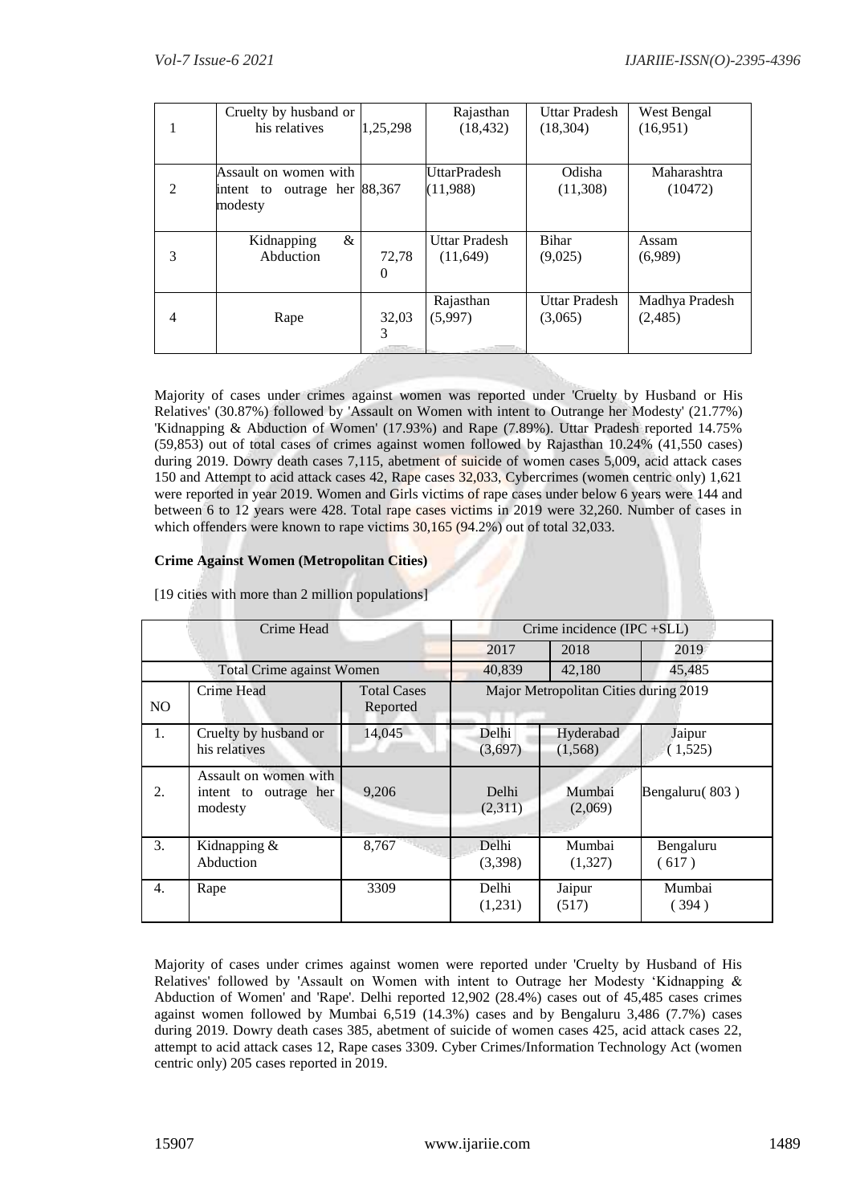| 1 | Cruelty by husband or his relatives | 1,25,298 | Rajasthan (18,432) | Uttar Pradesh (18,304) | West Bengal (16,951) |
|---|---|---|---|---|---|
| 2 | Assault on women with intent to outrage her modesty | 88,367 | UttarPradesh (11,988) | Odisha (11,308) | Maharashtra (10472) |
| 3 | Kidnapping & Abduction | 72,780 | Uttar Pradesh (11,649) | Bihar (9,025) | Assam (6,989) |
| 4 | Rape | 32,033 | Rajasthan (5,997) | Uttar Pradesh (3,065) | Madhya Pradesh (2,485) |

Majority of cases under crimes against women was reported under 'Cruelty by Husband or His Relatives' (30.87%) followed by 'Assault on Women with intent to Outrange her Modesty' (21.77%) 'Kidnapping & Abduction of Women' (17.93%) and Rape (7.89%). Uttar Pradesh reported 14.75% (59,853) out of total cases of crimes against women followed by Rajasthan 10.24% (41,550 cases) during 2019. Dowry death cases 7,115, abetment of suicide of women cases 5,009, acid attack cases 150 and Attempt to acid attack cases 42, Rape cases 32,033, Cybercrimes (women centric only) 1,621 were reported in year 2019. Women and Girls victims of rape cases under below 6 years were 144 and between 6 to 12 years were 428. Total rape cases victims in 2019 were 32,260. Number of cases in which offenders were known to rape victims 30,165 (94.2%) out of total 32,033.

**Crime Against Women (Metropolitan Cities)**

[19 cities with more than 2 million populations]

| Crime Head | | | Crime incidence (IPC +SLL) | | |
|---|---|---|---|---|---|
| | | | 2017 | 2018 | 2019 |
| Total Crime against Women | | | 40,839 | 42,180 | 45,485 |
| NO | Crime Head | Total Cases Reported | Major Metropolitan Cities during 2019 | | |
| 1. | Cruelty by husband or his relatives | 14,045 | Delhi (3,697) | Hyderabad (1,568) | Jaipur ( 1,525) |
| 2. | Assault on women with intent to outrage her modesty | 9,206 | Delhi (2,311) | Mumbai (2,069) | Bengaluru( 803 ) |
| 3. | Kidnapping & Abduction | 8,767 | Delhi (3,398) | Mumbai (1,327) | Bengaluru ( 617 ) |
| 4. | Rape | 3309 | Delhi (1,231) | Jaipur (517) | Mumbai ( 394 ) |

Majority of cases under crimes against women were reported under 'Cruelty by Husband of His Relatives' followed by 'Assault on Women with intent to Outrage her Modesty 'Kidnapping & Abduction of Women' and 'Rape'. Delhi reported 12,902 (28.4%) cases out of 45,485 cases crimes against women followed by Mumbai 6,519 (14.3%) cases and by Bengaluru 3,486 (7.7%) cases during 2019. Dowry death cases 385, abetment of suicide of women cases 425, acid attack cases 22, attempt to acid attack cases 12, Rape cases 3309. Cyber Crimes/Information Technology Act (women centric only) 205 cases reported in 2019.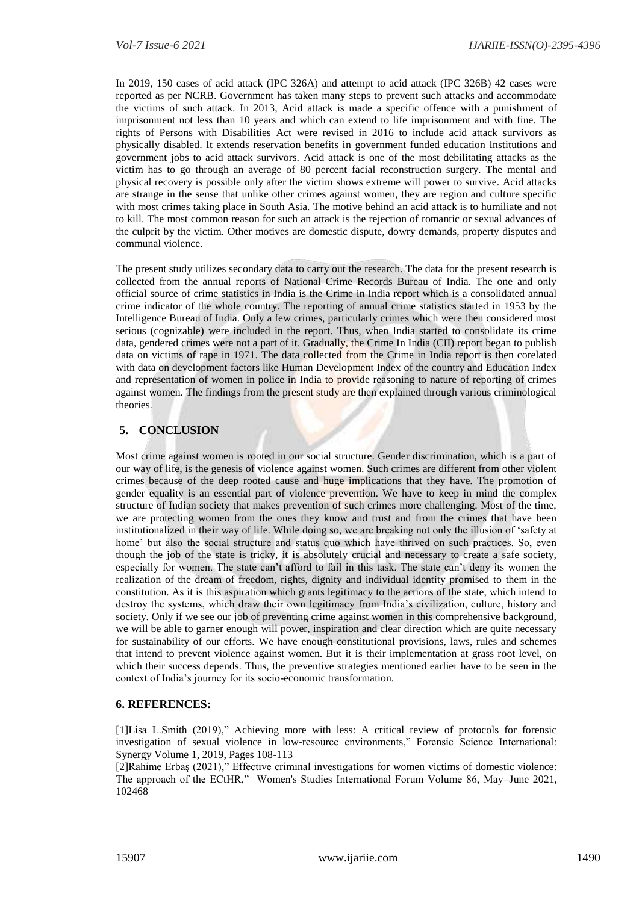In 2019, 150 cases of acid attack (IPC 326A) and attempt to acid attack (IPC 326B) 42 cases were reported as per NCRB. Government has taken many steps to prevent such attacks and accommodate the victims of such attack. In 2013, Acid attack is made a specific offence with a punishment of imprisonment not less than 10 years and which can extend to life imprisonment and with fine. The rights of Persons with Disabilities Act were revised in 2016 to include acid attack survivors as physically disabled. It extends reservation benefits in government funded education Institutions and government jobs to acid attack survivors. Acid attack is one of the most debilitating attacks as the victim has to go through an average of 80 percent facial reconstruction surgery. The mental and physical recovery is possible only after the victim shows extreme will power to survive. Acid attacks are strange in the sense that unlike other crimes against women, they are region and culture specific with most crimes taking place in South Asia. The motive behind an acid attack is to humiliate and not to kill. The most common reason for such an attack is the rejection of romantic or sexual advances of the culprit by the victim. Other motives are domestic dispute, dowry demands, property disputes and communal violence.

The present study utilizes secondary data to carry out the research. The data for the present research is collected from the annual reports of National Crime Records Bureau of India. The one and only official source of crime statistics in India is the Crime in India report which is a consolidated annual crime indicator of the whole country. The reporting of annual crime statistics started in 1953 by the Intelligence Bureau of India. Only a few crimes, particularly crimes which were then considered most serious (cognizable) were included in the report. Thus, when India started to consolidate its crime data, gendered crimes were not a part of it. Gradually, the Crime In India (CII) report began to publish data on victims of rape in 1971. The data collected from the Crime in India report is then corelated with data on development factors like Human Development Index of the country and Education Index and representation of women in police in India to provide reasoning to nature of reporting of crimes against women. The findings from the present study are then explained through various criminological theories.

## 5. CONCLUSION

Most crime against women is rooted in our social structure. Gender discrimination, which is a part of our way of life, is the genesis of violence against women. Such crimes are different from other violent crimes because of the deep rooted cause and huge implications that they have. The promotion of gender equality is an essential part of violence prevention. We have to keep in mind the complex structure of Indian society that makes prevention of such crimes more challenging. Most of the time, we are protecting women from the ones they know and trust and from the crimes that have been institutionalized in their way of life. While doing so, we are breaking not only the illusion of 'safety at home' but also the social structure and status quo which have thrived on such practices. So, even though the job of the state is tricky, it is absolutely crucial and necessary to create a safe society, especially for women. The state can't afford to fail in this task. The state can't deny its women the realization of the dream of freedom, rights, dignity and individual identity promised to them in the constitution. As it is this aspiration which grants legitimacy to the actions of the state, which intend to destroy the systems, which draw their own legitimacy from India's civilization, culture, history and society. Only if we see our job of preventing crime against women in this comprehensive background, we will be able to garner enough will power, inspiration and clear direction which are quite necessary for sustainability of our efforts. We have enough constitutional provisions, laws, rules and schemes that intend to prevent violence against women. But it is their implementation at grass root level, on which their success depends. Thus, the preventive strategies mentioned earlier have to be seen in the context of India's journey for its socio-economic transformation.

## 6. REFERENCES:

[1]Lisa L.Smith (2019)," Achieving more with less: A critical review of protocols for forensic investigation of sexual violence in low-resource environments," Forensic Science International: Synergy Volume 1, 2019, Pages 108-113

[2]Rahime Erbaş (2021)," Effective criminal investigations for women victims of domestic violence: The approach of the ECtHR," Women's Studies International Forum Volume 86, May–June 2021, 102468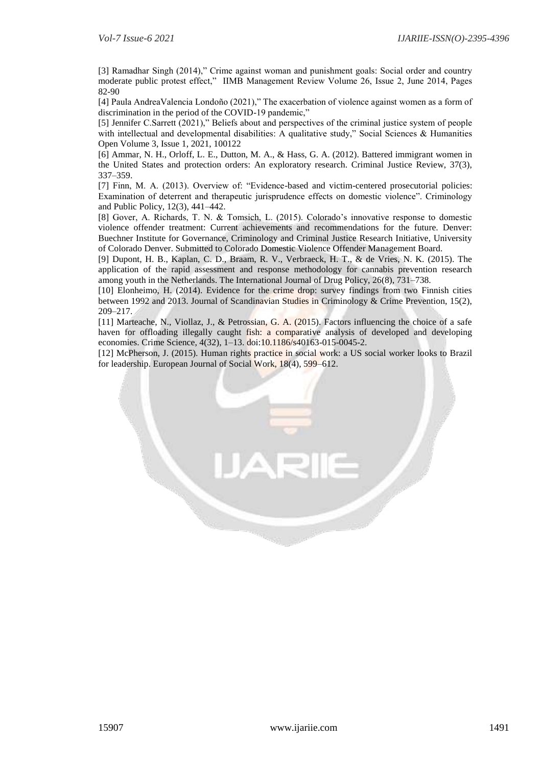[3] Ramadhar Singh (2014)," Crime against woman and punishment goals: Social order and country moderate public protest effect," IIMB Management Review Volume 26, Issue 2, June 2014, Pages 82-90

[4] Paula AndreaValencia Londoño (2021)," The exacerbation of violence against women as a form of discrimination in the period of the COVID-19 pandemic,"

[5] Jennifer C.Sarrett (2021)," Beliefs about and perspectives of the criminal justice system of people with intellectual and developmental disabilities: A qualitative study," Social Sciences & Humanities Open Volume 3, Issue 1, 2021, 100122

[6] Ammar, N. H., Orloff, L. E., Dutton, M. A., & Hass, G. A. (2012). Battered immigrant women in the United States and protection orders: An exploratory research. Criminal Justice Review, 37(3), 337–359.

[7] Finn, M. A. (2013). Overview of: "Evidence-based and victim-centered prosecutorial policies: Examination of deterrent and therapeutic jurisprudence effects on domestic violence". Criminology and Public Policy, 12(3), 441–442.

[8] Gover, A. Richards, T. N. & Tomsich, L. (2015). Colorado's innovative response to domestic violence offender treatment: Current achievements and recommendations for the future. Denver: Buechner Institute for Governance, Criminology and Criminal Justice Research Initiative, University of Colorado Denver. Submitted to Colorado Domestic Violence Offender Management Board.

[9] Dupont, H. B., Kaplan, C. D., Braam, R. V., Verbraeck, H. T., & de Vries, N. K. (2015). The application of the rapid assessment and response methodology for cannabis prevention research among youth in the Netherlands. The International Journal of Drug Policy, 26(8), 731–738.

[10] Elonheimo, H. (2014). Evidence for the crime drop: survey findings from two Finnish cities between 1992 and 2013. Journal of Scandinavian Studies in Criminology & Crime Prevention, 15(2), 209–217.

[11] Marteache, N., Viollaz, J., & Petrossian, G. A. (2015). Factors influencing the choice of a safe haven for offloading illegally caught fish: a comparative analysis of developed and developing economies. Crime Science, 4(32), 1–13. doi:10.1186/s40163-015-0045-2.

[12] McPherson, J. (2015). Human rights practice in social work: a US social worker looks to Brazil for leadership. European Journal of Social Work, 18(4), 599–612.